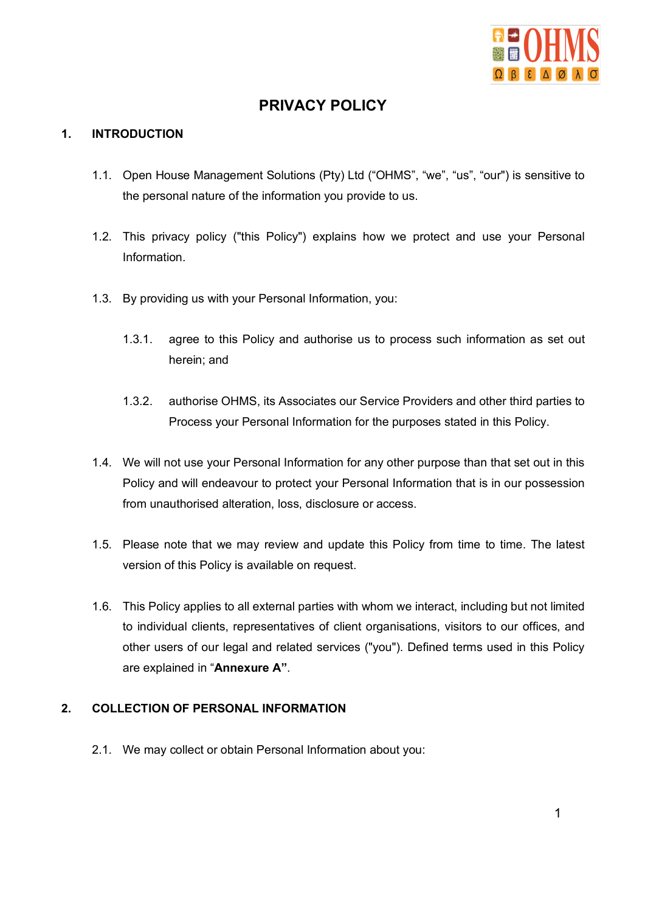# PRIVACY POLICY

## 1. INTRODUCTION

1.1. Open House Management Solutions (Pty) Ltd ("OHMS", "we", "us", "our") is sensitive to the personal nature of the information you provide to us.

1.2. This privacy policy ("this Policy") explains how we protect and use your Personal Information.

1.3. By providing us with your Personal Information, you:

1.3.1. agree to this Policy and authorise us to process such information as set out herein; and

1.3.2. authorise OHMS, its Associates our Service Providers and other third parties to Process your Personal Information for the purposes stated in this Policy.

1.4. We will not use your Personal Information for any other purpose than that set out in this Policy and will endeavour to protect your Personal Information that is in our possession from unauthorised alteration, loss, disclosure or access.

1.5. Please note that we may review and update this Policy from time to time. The latest version of this Policy is available on request.

1.6. This Policy applies to all external parties with whom we interact, including but not limited to individual clients, representatives of client organisations, visitors to our offices, and other users of our legal and related services ("you"). Defined terms used in this Policy are explained in "**Annexure A**".

## 2. COLLECTION OF PERSONAL INFORMATION

2.1. We may collect or obtain Personal Information about you: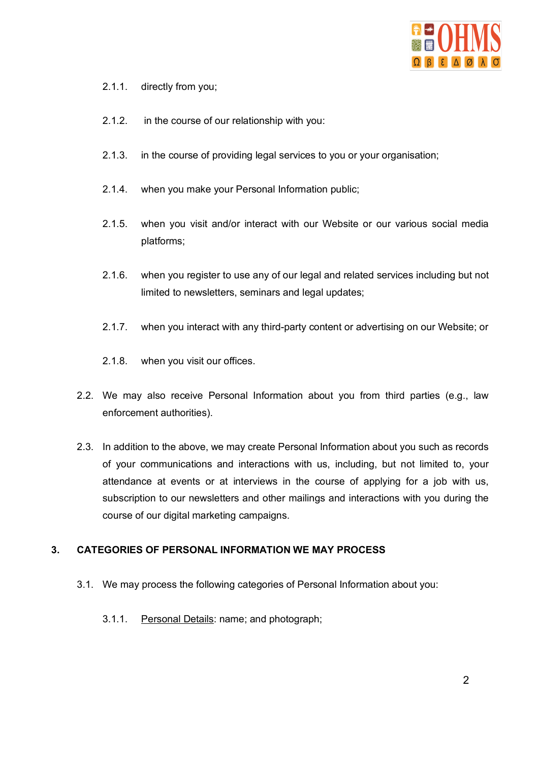2.1.1. directly from you;

2.1.2. in the course of our relationship with you:

2.1.3. in the course of providing legal services to you or your organisation;

2.1.4. when you make your Personal Information public;

2.1.5. when you visit and/or interact with our Website or our various social media platforms;

2.1.6. when you register to use any of our legal and related services including but not limited to newsletters, seminars and legal updates;

2.1.7. when you interact with any third-party content or advertising on our Website; or

2.1.8. when you visit our offices.

2.2. We may also receive Personal Information about you from third parties (e.g., law enforcement authorities).

2.3. In addition to the above, we may create Personal Information about you such as records of your communications and interactions with us, including, but not limited to, your attendance at events or at interviews in the course of applying for a job with us, subscription to our newsletters and other mailings and interactions with you during the course of our digital marketing campaigns.

## 3. CATEGORIES OF PERSONAL INFORMATION WE MAY PROCESS

3.1. We may process the following categories of Personal Information about you:

3.1.1. Personal Details: name; and photograph;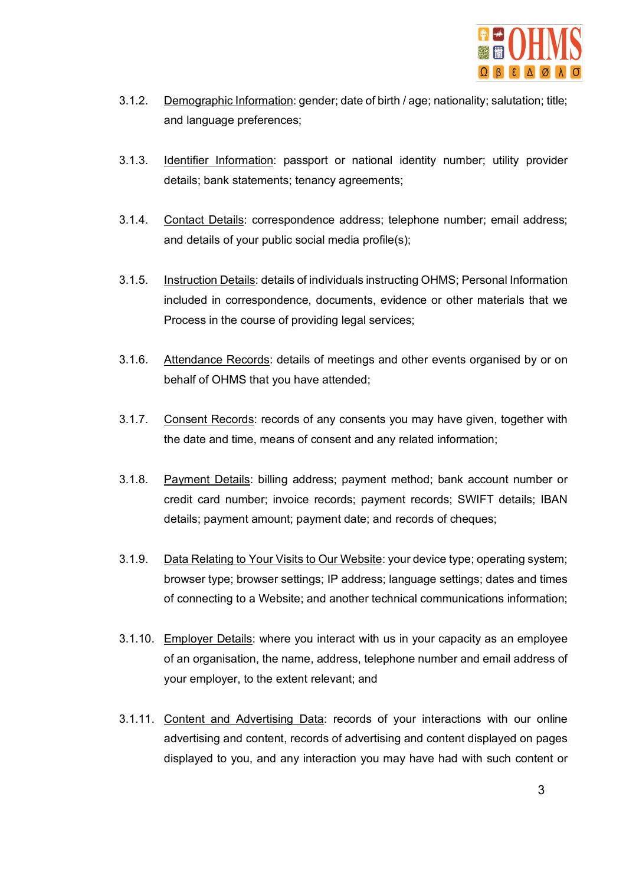3.1.2. Demographic Information: gender; date of birth / age; nationality; salutation; title; and language preferences;

3.1.3. Identifier Information: passport or national identity number; utility provider details; bank statements; tenancy agreements;

3.1.4. Contact Details: correspondence address; telephone number; email address; and details of your public social media profile(s);

3.1.5. Instruction Details: details of individuals instructing OHMS; Personal Information included in correspondence, documents, evidence or other materials that we Process in the course of providing legal services;

3.1.6. Attendance Records: details of meetings and other events organised by or on behalf of OHMS that you have attended;

3.1.7. Consent Records: records of any consents you may have given, together with the date and time, means of consent and any related information;

3.1.8. Payment Details: billing address; payment method; bank account number or credit card number; invoice records; payment records; SWIFT details; IBAN details; payment amount; payment date; and records of cheques;

3.1.9. Data Relating to Your Visits to Our Website: your device type; operating system; browser type; browser settings; IP address; language settings; dates and times of connecting to a Website; and another technical communications information;

3.1.10. Employer Details: where you interact with us in your capacity as an employee of an organisation, the name, address, telephone number and email address of your employer, to the extent relevant; and

3.1.11. Content and Advertising Data: records of your interactions with our online advertising and content, records of advertising and content displayed on pages displayed to you, and any interaction you may have had with such content or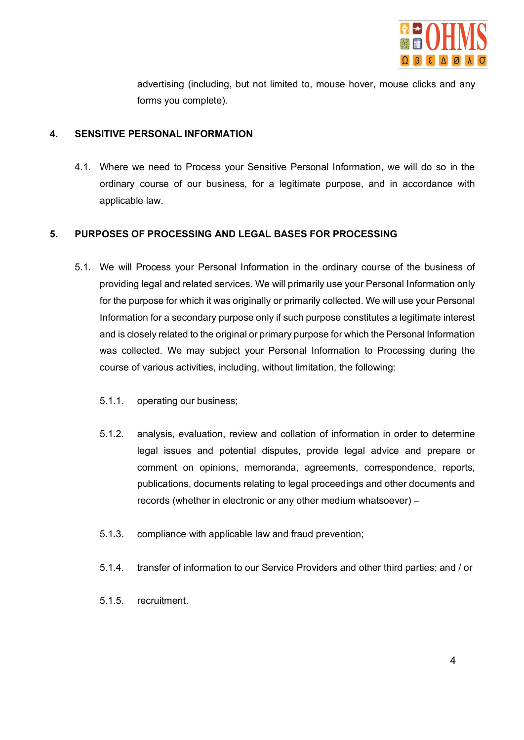advertising (including, but not limited to, mouse hover, mouse clicks and any forms you complete).

## 4. SENSITIVE PERSONAL INFORMATION

4.1. Where we need to Process your Sensitive Personal Information, we will do so in the ordinary course of our business, for a legitimate purpose, and in accordance with applicable law.

## 5. PURPOSES OF PROCESSING AND LEGAL BASES FOR PROCESSING

5.1. We will Process your Personal Information in the ordinary course of the business of providing legal and related services. We will primarily use your Personal Information only for the purpose for which it was originally or primarily collected. We will use your Personal Information for a secondary purpose only if such purpose constitutes a legitimate interest and is closely related to the original or primary purpose for which the Personal Information was collected. We may subject your Personal Information to Processing during the course of various activities, including, without limitation, the following:

5.1.1. operating our business;

5.1.2. analysis, evaluation, review and collation of information in order to determine legal issues and potential disputes, provide legal advice and prepare or comment on opinions, memoranda, agreements, correspondence, reports, publications, documents relating to legal proceedings and other documents and records (whether in electronic or any other medium whatsoever) –

5.1.3. compliance with applicable law and fraud prevention;

5.1.4. transfer of information to our Service Providers and other third parties; and / or

5.1.5. recruitment.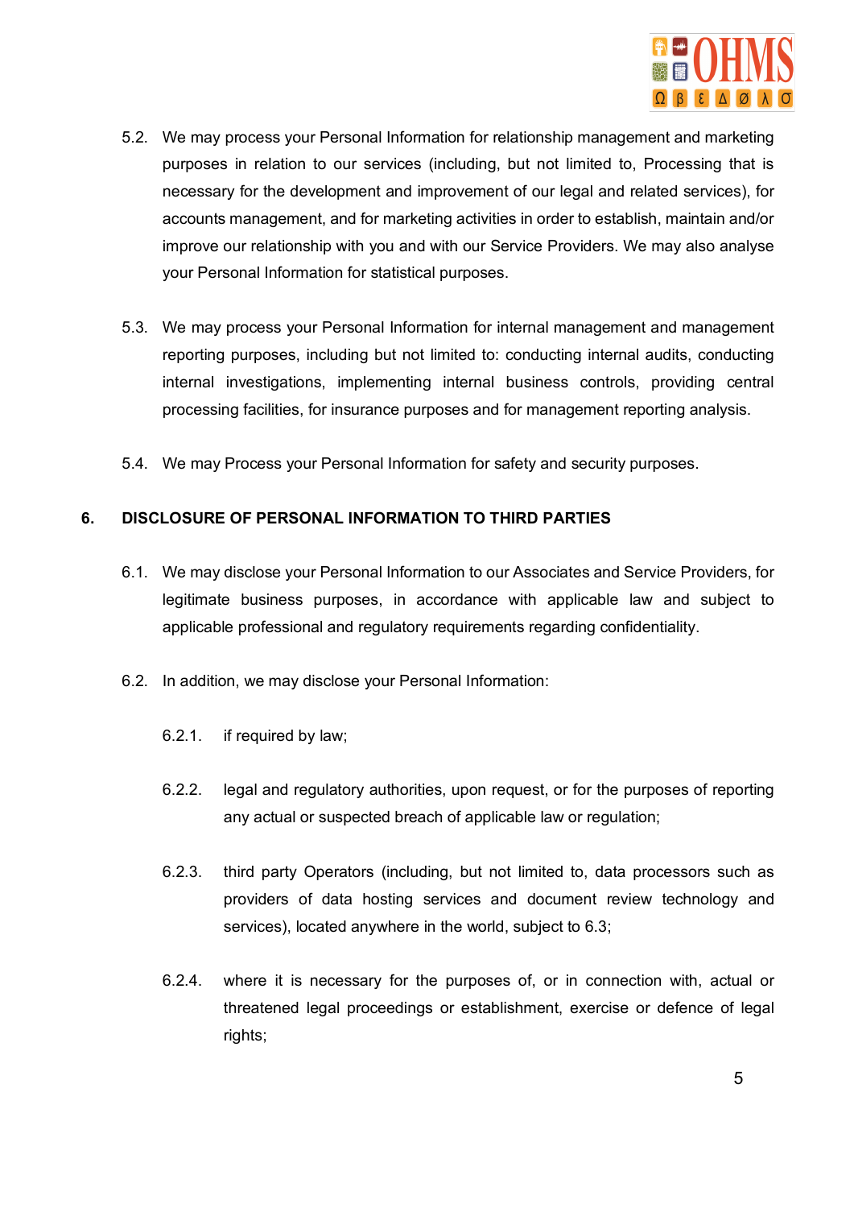5.2. We may process your Personal Information for relationship management and marketing purposes in relation to our services (including, but not limited to, Processing that is necessary for the development and improvement of our legal and related services), for accounts management, and for marketing activities in order to establish, maintain and/or improve our relationship with you and with our Service Providers. We may also analyse your Personal Information for statistical purposes.

5.3. We may process your Personal Information for internal management and management reporting purposes, including but not limited to: conducting internal audits, conducting internal investigations, implementing internal business controls, providing central processing facilities, for insurance purposes and for management reporting analysis.

5.4. We may Process your Personal Information for safety and security purposes.

## 6. DISCLOSURE OF PERSONAL INFORMATION TO THIRD PARTIES

6.1. We may disclose your Personal Information to our Associates and Service Providers, for legitimate business purposes, in accordance with applicable law and subject to applicable professional and regulatory requirements regarding confidentiality.

6.2. In addition, we may disclose your Personal Information:

6.2.1. if required by law;

6.2.2. legal and regulatory authorities, upon request, or for the purposes of reporting any actual or suspected breach of applicable law or regulation;

6.2.3. third party Operators (including, but not limited to, data processors such as providers of data hosting services and document review technology and services), located anywhere in the world, subject to 6.3;

6.2.4. where it is necessary for the purposes of, or in connection with, actual or threatened legal proceedings or establishment, exercise or defence of legal rights;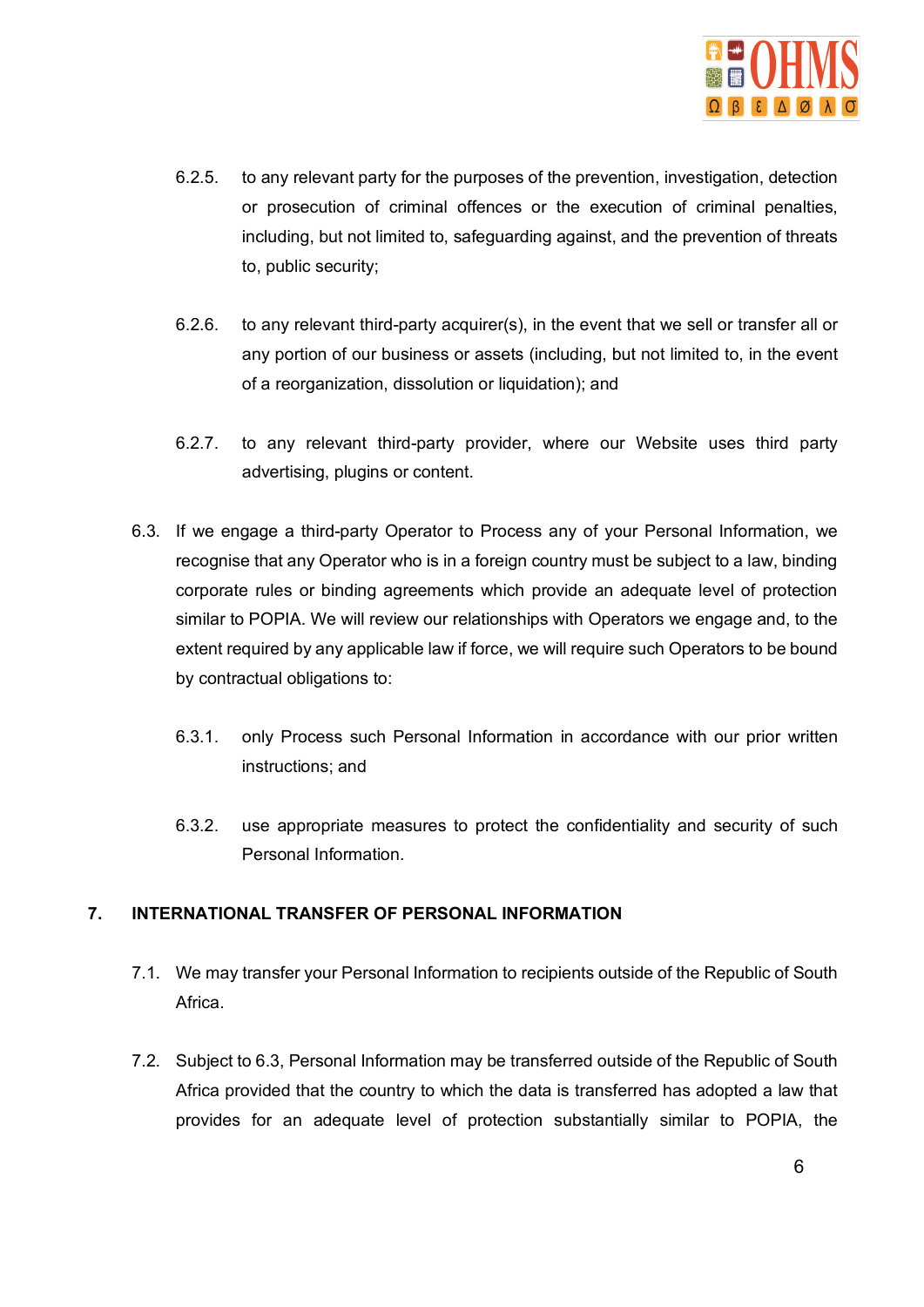6.2.5. to any relevant party for the purposes of the prevention, investigation, detection or prosecution of criminal offences or the execution of criminal penalties, including, but not limited to, safeguarding against, and the prevention of threats to, public security;

6.2.6. to any relevant third-party acquirer(s), in the event that we sell or transfer all or any portion of our business or assets (including, but not limited to, in the event of a reorganization, dissolution or liquidation); and

6.2.7. to any relevant third-party provider, where our Website uses third party advertising, plugins or content.

6.3. If we engage a third-party Operator to Process any of your Personal Information, we recognise that any Operator who is in a foreign country must be subject to a law, binding corporate rules or binding agreements which provide an adequate level of protection similar to POPIA. We will review our relationships with Operators we engage and, to the extent required by any applicable law if force, we will require such Operators to be bound by contractual obligations to:

6.3.1. only Process such Personal Information in accordance with our prior written instructions; and

6.3.2. use appropriate measures to protect the confidentiality and security of such Personal Information.

## 7. INTERNATIONAL TRANSFER OF PERSONAL INFORMATION

7.1. We may transfer your Personal Information to recipients outside of the Republic of South Africa.

7.2. Subject to 6.3, Personal Information may be transferred outside of the Republic of South Africa provided that the country to which the data is transferred has adopted a law that provides for an adequate level of protection substantially similar to POPIA, the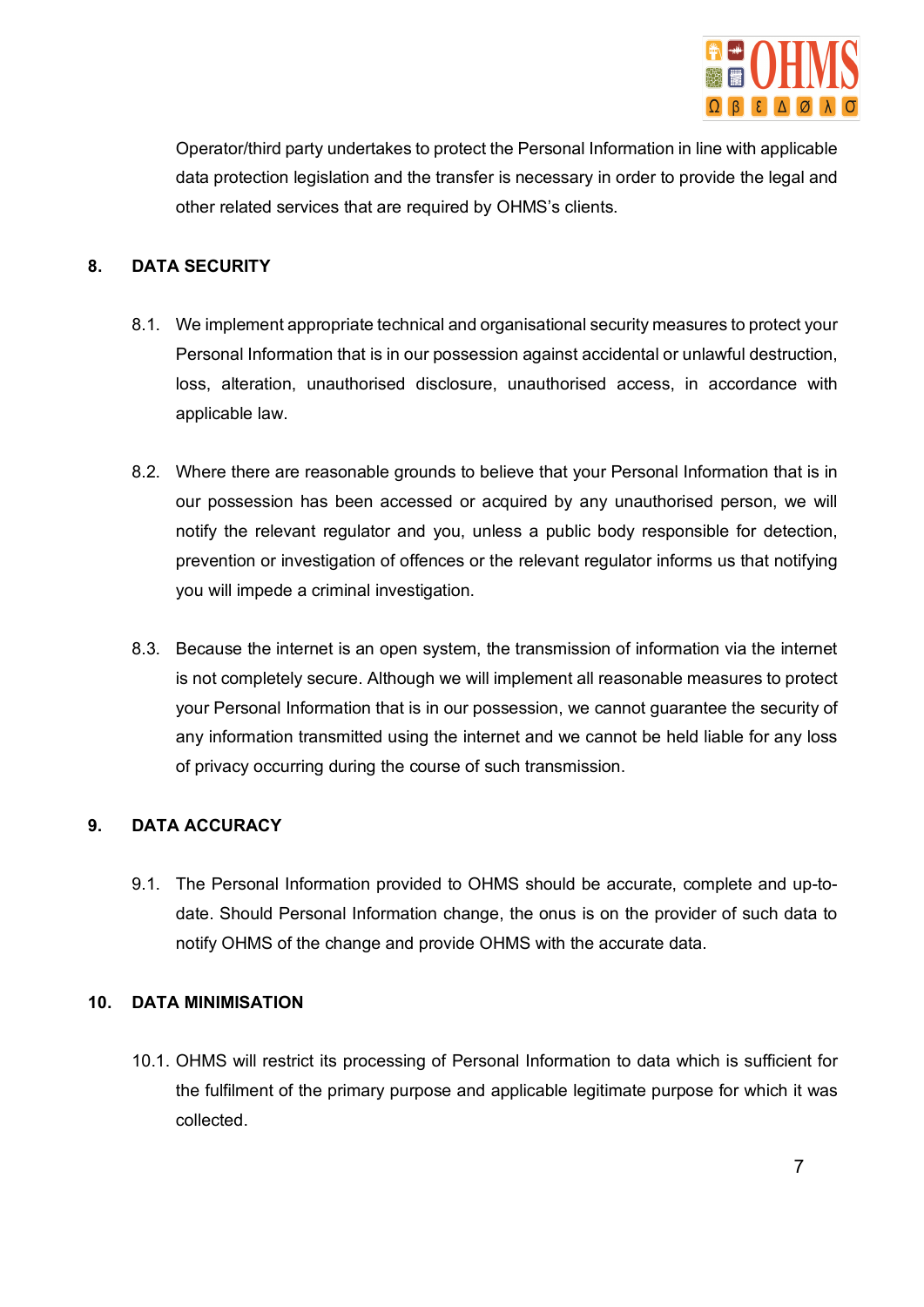Operator/third party undertakes to protect the Personal Information in line with applicable data protection legislation and the transfer is necessary in order to provide the legal and other related services that are required by OHMS's clients.

## 8. DATA SECURITY

8.1. We implement appropriate technical and organisational security measures to protect your Personal Information that is in our possession against accidental or unlawful destruction, loss, alteration, unauthorised disclosure, unauthorised access, in accordance with applicable law.

8.2. Where there are reasonable grounds to believe that your Personal Information that is in our possession has been accessed or acquired by any unauthorised person, we will notify the relevant regulator and you, unless a public body responsible for detection, prevention or investigation of offences or the relevant regulator informs us that notifying you will impede a criminal investigation.

8.3. Because the internet is an open system, the transmission of information via the internet is not completely secure. Although we will implement all reasonable measures to protect your Personal Information that is in our possession, we cannot guarantee the security of any information transmitted using the internet and we cannot be held liable for any loss of privacy occurring during the course of such transmission.

## 9. DATA ACCURACY

9.1. The Personal Information provided to OHMS should be accurate, complete and up-to-date. Should Personal Information change, the onus is on the provider of such data to notify OHMS of the change and provide OHMS with the accurate data.

## 10. DATA MINIMISATION

10.1. OHMS will restrict its processing of Personal Information to data which is sufficient for the fulfilment of the primary purpose and applicable legitimate purpose for which it was collected.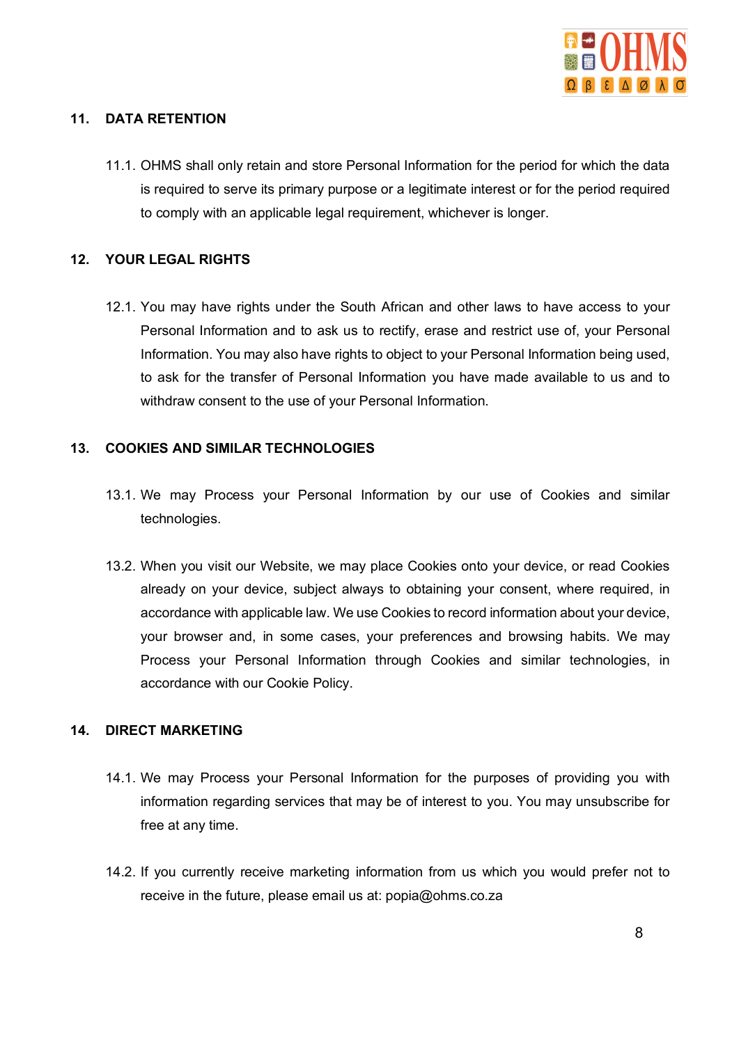## 11. DATA RETENTION

11.1. OHMS shall only retain and store Personal Information for the period for which the data is required to serve its primary purpose or a legitimate interest or for the period required to comply with an applicable legal requirement, whichever is longer.

## 12. YOUR LEGAL RIGHTS

12.1. You may have rights under the South African and other laws to have access to your Personal Information and to ask us to rectify, erase and restrict use of, your Personal Information. You may also have rights to object to your Personal Information being used, to ask for the transfer of Personal Information you have made available to us and to withdraw consent to the use of your Personal Information.

## 13. COOKIES AND SIMILAR TECHNOLOGIES

13.1. We may Process your Personal Information by our use of Cookies and similar technologies.

13.2. When you visit our Website, we may place Cookies onto your device, or read Cookies already on your device, subject always to obtaining your consent, where required, in accordance with applicable law. We use Cookies to record information about your device, your browser and, in some cases, your preferences and browsing habits. We may Process your Personal Information through Cookies and similar technologies, in accordance with our Cookie Policy.

## 14. DIRECT MARKETING

14.1. We may Process your Personal Information for the purposes of providing you with information regarding services that may be of interest to you. You may unsubscribe for free at any time.

14.2. If you currently receive marketing information from us which you would prefer not to receive in the future, please email us at: popia@ohms.co.za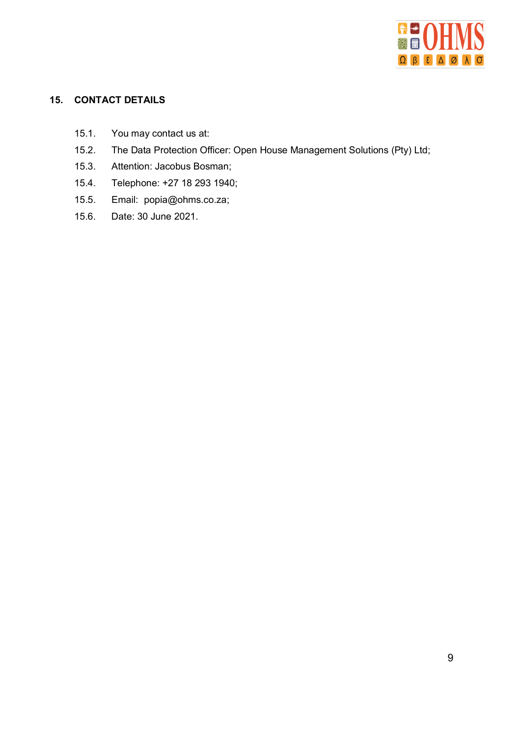## 15. CONTACT DETAILS

15.1. You may contact us at:

15.2. The Data Protection Officer: Open House Management Solutions (Pty) Ltd;

15.3. Attention: Jacobus Bosman;

15.4. Telephone: +27 18 293 1940;

15.5. Email: popia@ohms.co.za;

15.6. Date: 30 June 2021.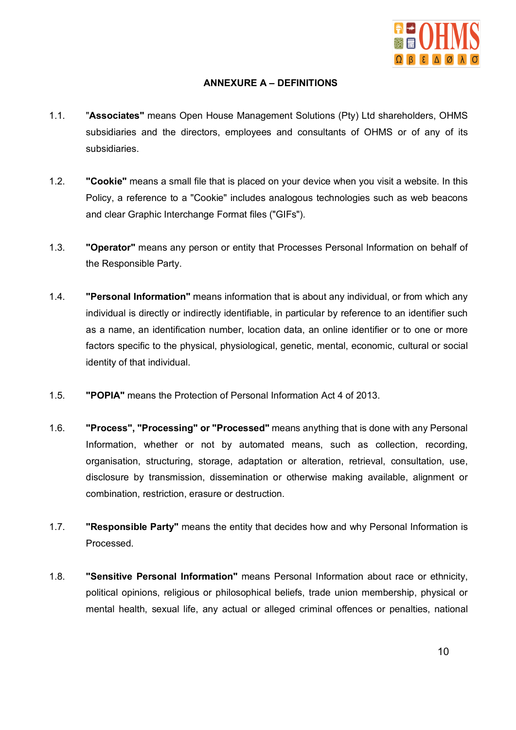## ANNEXURE A – DEFINITIONS

1.1. "**Associates"** means Open House Management Solutions (Pty) Ltd shareholders, OHMS subsidiaries and the directors, employees and consultants of OHMS or of any of its subsidiaries.

1.2. **"Cookie"** means a small file that is placed on your device when you visit a website. In this Policy, a reference to a "Cookie" includes analogous technologies such as web beacons and clear Graphic Interchange Format files ("GIFs").

1.3. **"Operator"** means any person or entity that Processes Personal Information on behalf of the Responsible Party.

1.4. **"Personal Information"** means information that is about any individual, or from which any individual is directly or indirectly identifiable, in particular by reference to an identifier such as a name, an identification number, location data, an online identifier or to one or more factors specific to the physical, physiological, genetic, mental, economic, cultural or social identity of that individual.

1.5. **"POPIA"** means the Protection of Personal Information Act 4 of 2013.

1.6. **"Process", "Processing" or "Processed"** means anything that is done with any Personal Information, whether or not by automated means, such as collection, recording, organisation, structuring, storage, adaptation or alteration, retrieval, consultation, use, disclosure by transmission, dissemination or otherwise making available, alignment or combination, restriction, erasure or destruction.

1.7. **"Responsible Party"** means the entity that decides how and why Personal Information is Processed.

1.8. **"Sensitive Personal Information"** means Personal Information about race or ethnicity, political opinions, religious or philosophical beliefs, trade union membership, physical or mental health, sexual life, any actual or alleged criminal offences or penalties, national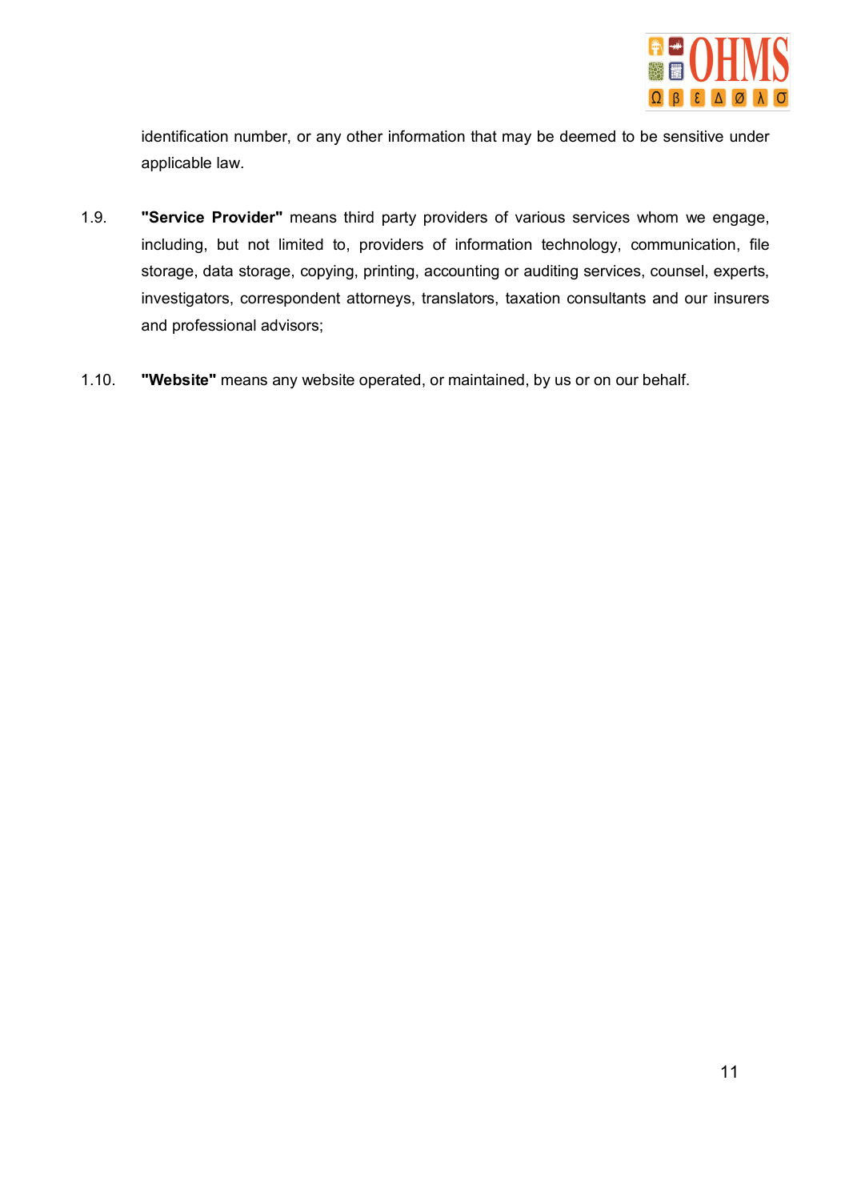identification number, or any other information that may be deemed to be sensitive under applicable law.

1.9. **"Service Provider"** means third party providers of various services whom we engage, including, but not limited to, providers of information technology, communication, file storage, data storage, copying, printing, accounting or auditing services, counsel, experts, investigators, correspondent attorneys, translators, taxation consultants and our insurers and professional advisors;

1.10. **"Website"** means any website operated, or maintained, by us or on our behalf.